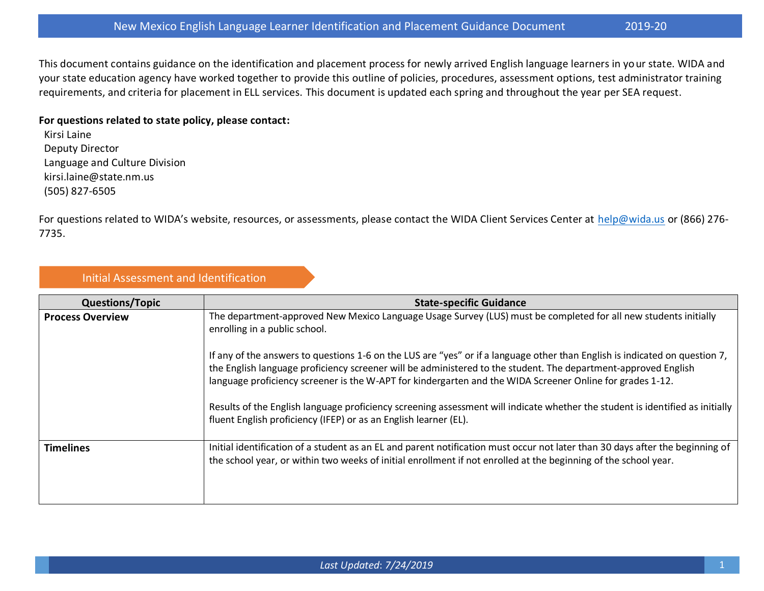# New Mexico English Language Learner Identification and Placement Guidance Document 2019-20

This document contains guidance on the identification and placement process for newly arrived English language learners in your state. WIDA and your state education agency have worked together to provide this outline of policies, procedures, assessment options, test administrator training requirements, and criteria for placement in ELL services. This document is updated each spring and throughout the year per SEA request.

**For questions related to state policy, please contact:**

Kirsi Laine
Deputy Director
Language and Culture Division
kirsi.laine@state.nm.us
(505) 827-6505

For questions related to WIDA's website, resources, or assessments, please contact the WIDA Client Services Center at help@wida.us or (866) 276-7735.

## Initial Assessment and Identification

| Questions/Topic | State-specific Guidance |
|---|---|
| **Process Overview** | The department-approved New Mexico Language Usage Survey (LUS) must be completed for all new students initially enrolling in a public school.<br><br>If any of the answers to questions 1-6 on the LUS are "yes" or if a language other than English is indicated on question 7, the English language proficiency screener will be administered to the student. The department-approved English language proficiency screener is the W-APT for kindergarten and the WIDA Screener Online for grades 1-12.<br><br>Results of the English language proficiency screening assessment will indicate whether the student is identified as initially fluent English proficiency (IFEP) or as an English learner (EL). |
| **Timelines** | Initial identification of a student as an EL and parent notification must occur not later than 30 days after the beginning of the school year, or within two weeks of initial enrollment if not enrolled at the beginning of the school year. |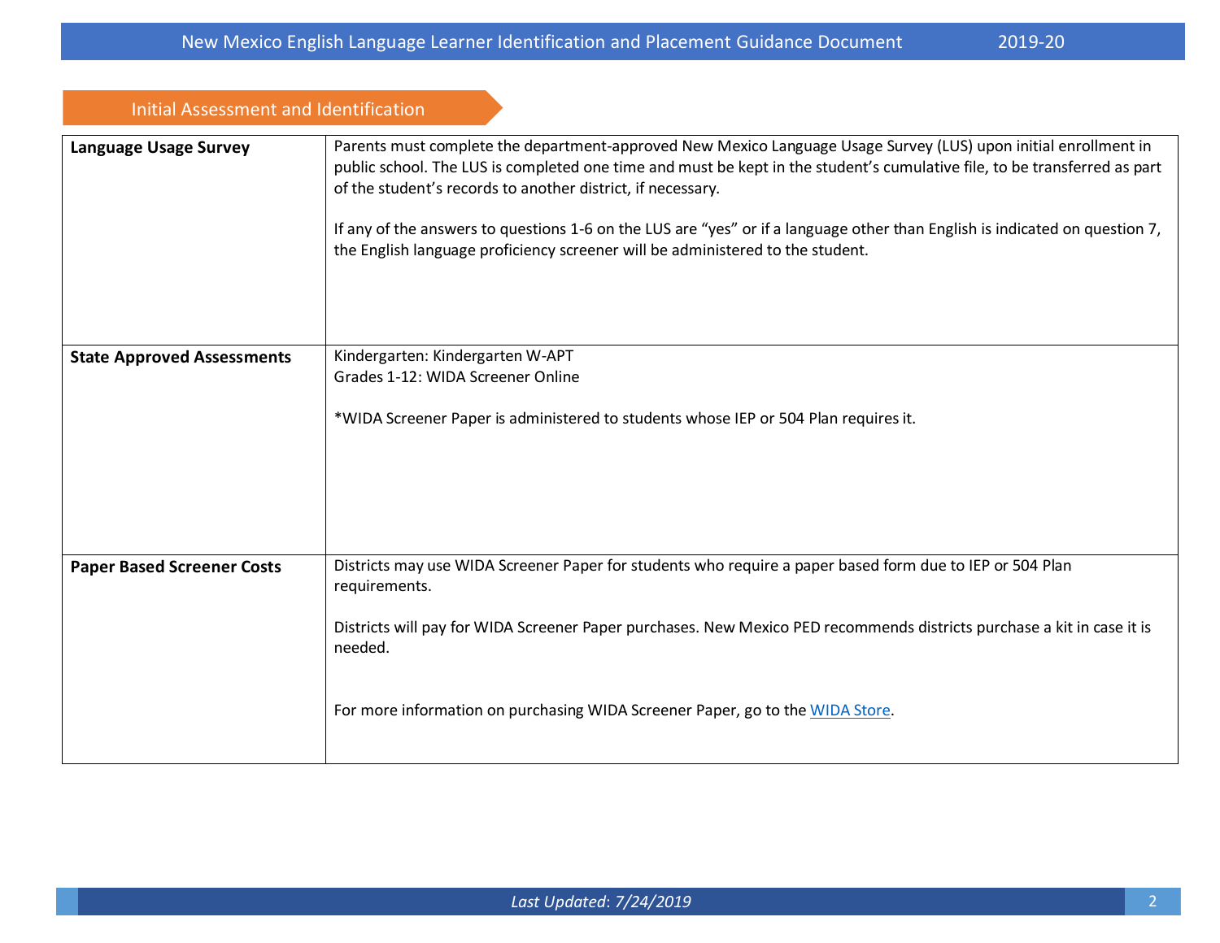## Initial Assessment and Identification

| | |
|---|---|
| **Language Usage Survey** | Parents must complete the department-approved New Mexico Language Usage Survey (LUS) upon initial enrollment in public school. The LUS is completed one time and must be kept in the student's cumulative file, to be transferred as part of the student's records to another district, if necessary.<br><br>If any of the answers to questions 1-6 on the LUS are "yes" or if a language other than English is indicated on question 7, the English language proficiency screener will be administered to the student. |
| **State Approved Assessments** | Kindergarten: Kindergarten W-APT<br>Grades 1-12: WIDA Screener Online<br><br>*WIDA Screener Paper is administered to students whose IEP or 504 Plan requires it. |
| **Paper Based Screener Costs** | Districts may use WIDA Screener Paper for students who require a paper based form due to IEP or 504 Plan requirements.<br><br>Districts will pay for WIDA Screener Paper purchases. New Mexico PED recommends districts purchase a kit in case it is needed.<br><br>For more information on purchasing WIDA Screener Paper, go to the WIDA Store. |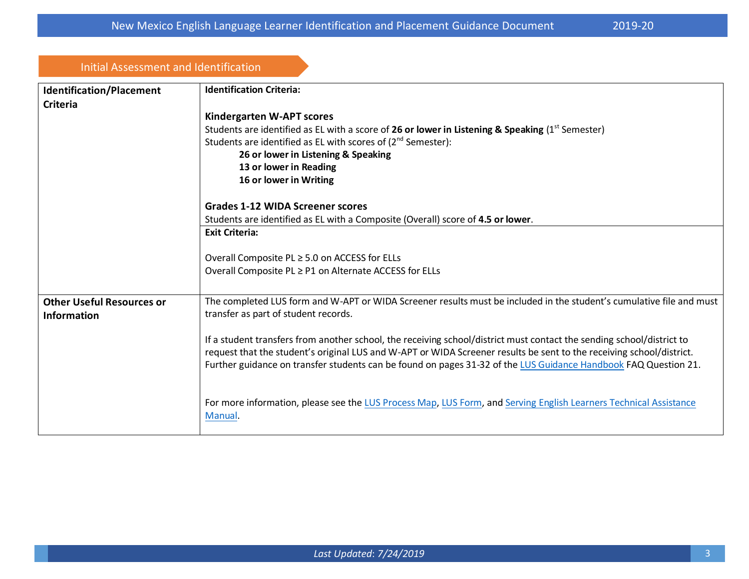## Initial Assessment and Identification

| | |
|---|---|
| **Identification/Placement Criteria** | **Identification Criteria:**<br><br>**Kindergarten W-APT scores**<br>Students are identified as EL with a score of **26 or lower in Listening & Speaking** (1st Semester)<br>Students are identified as EL with scores of (2nd Semester):<br>**26 or lower in Listening & Speaking**<br>**13 or lower in Reading**<br>**16 or lower in Writing**<br><br>**Grades 1-12 WIDA Screener scores**<br>Students are identified as EL with a Composite (Overall) score of **4.5 or lower**. |
| | **Exit Criteria:**<br><br>Overall Composite PL ≥ 5.0 on ACCESS for ELLs<br>Overall Composite PL ≥ P1 on Alternate ACCESS for ELLs |
| **Other Useful Resources or Information** | The completed LUS form and W-APT or WIDA Screener results must be included in the student's cumulative file and must transfer as part of student records.<br><br>If a student transfers from another school, the receiving school/district must contact the sending school/district to request that the student's original LUS and W-APT or WIDA Screener results be sent to the receiving school/district. Further guidance on transfer students can be found on pages 31-32 of the LUS Guidance Handbook FAQ Question 21.<br><br>For more information, please see the LUS Process Map, LUS Form, and Serving English Learners Technical Assistance Manual. |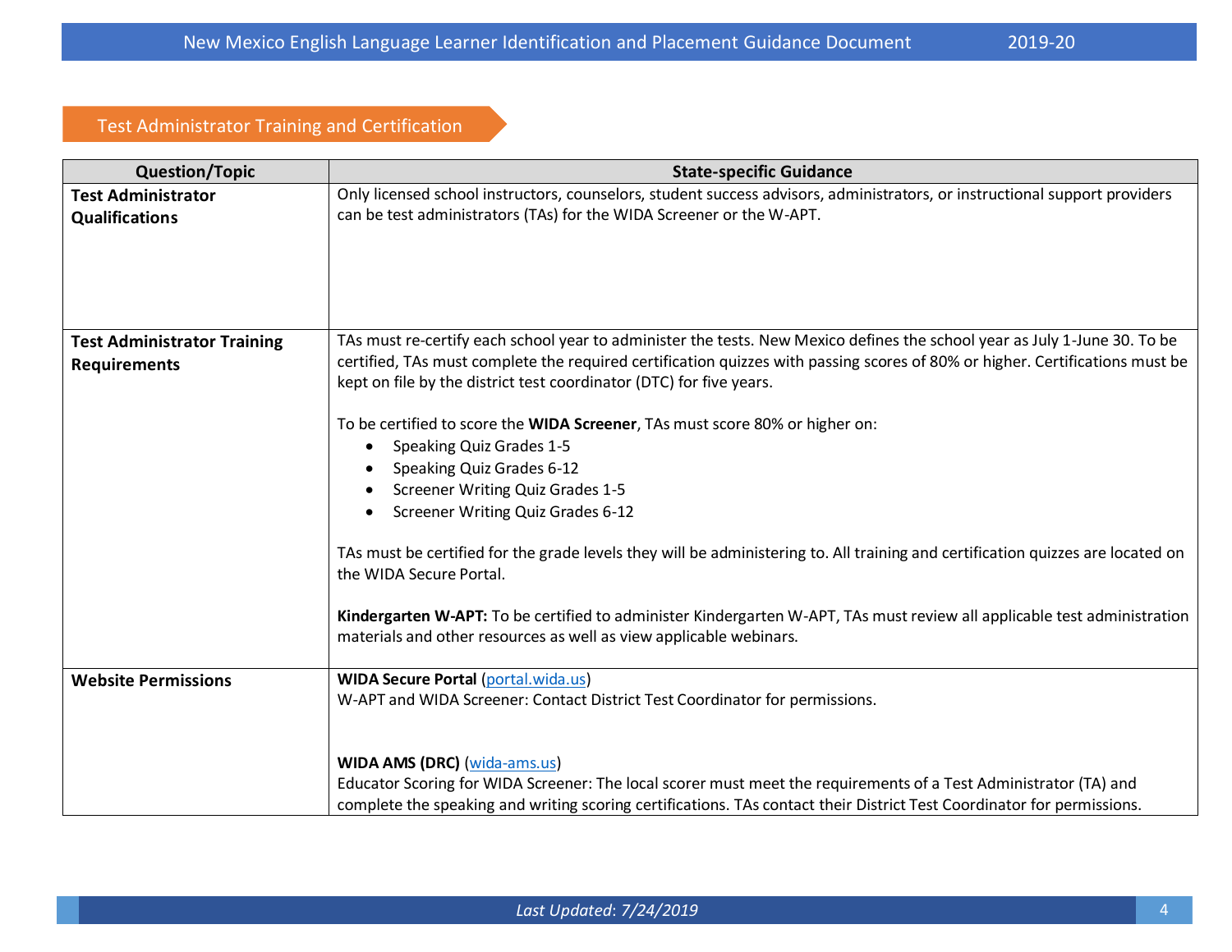## Test Administrator Training and Certification

| Question/Topic | State-specific Guidance |
| --- | --- |
| **Test Administrator Qualifications** | Only licensed school instructors, counselors, student success advisors, administrators, or instructional support providers can be test administrators (TAs) for the WIDA Screener or the W-APT. |
| **Test Administrator Training Requirements** | TAs must re-certify each school year to administer the tests. New Mexico defines the school year as July 1-June 30. To be certified, TAs must complete the required certification quizzes with passing scores of 80% or higher. Certifications must be kept on file by the district test coordinator (DTC) for five years.<br><br>To be certified to score the **WIDA Screener**, TAs must score 80% or higher on:<br>• Speaking Quiz Grades 1-5<br>• Speaking Quiz Grades 6-12<br>• Screener Writing Quiz Grades 1-5<br>• Screener Writing Quiz Grades 6-12<br><br>TAs must be certified for the grade levels they will be administering to. All training and certification quizzes are located on the WIDA Secure Portal.<br><br>**Kindergarten W-APT:** To be certified to administer Kindergarten W-APT, TAs must review all applicable test administration materials and other resources as well as view applicable webinars. |
| **Website Permissions** | **WIDA Secure Portal** (portal.wida.us)<br>W-APT and WIDA Screener: Contact District Test Coordinator for permissions.<br><br>**WIDA AMS (DRC)** (wida-ams.us)<br>Educator Scoring for WIDA Screener: The local scorer must meet the requirements of a Test Administrator (TA) and complete the speaking and writing scoring certifications. TAs contact their District Test Coordinator for permissions. |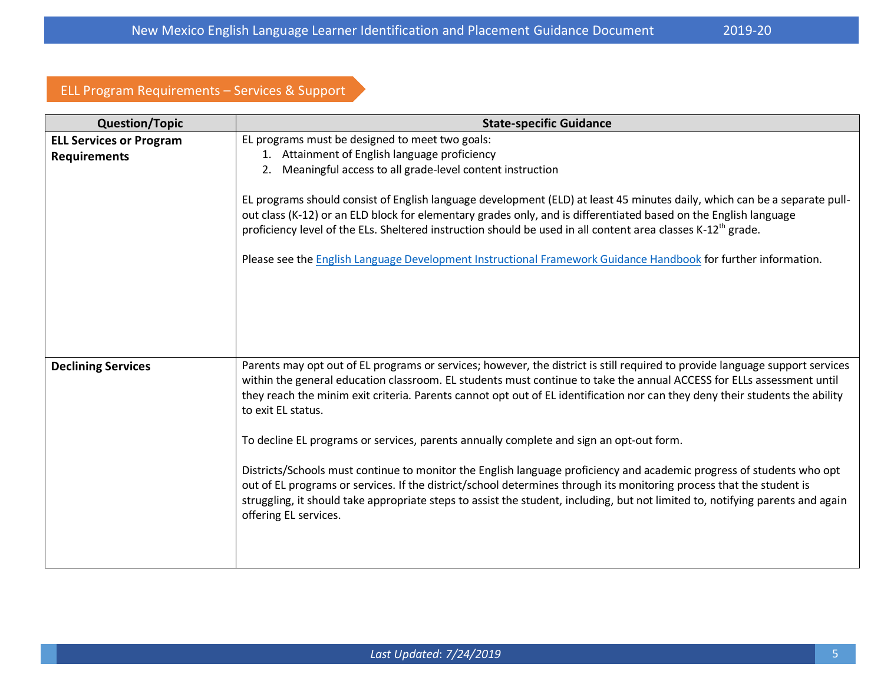## ELL Program Requirements – Services & Support

| Question/Topic | State-specific Guidance |
| --- | --- |
| **ELL Services or Program Requirements** | EL programs must be designed to meet two goals:<br>1. Attainment of English language proficiency<br>2. Meaningful access to all grade-level content instruction<br><br>EL programs should consist of English language development (ELD) at least 45 minutes daily, which can be a separate pull-out class (K-12) or an ELD block for elementary grades only, and is differentiated based on the English language proficiency level of the ELs. Sheltered instruction should be used in all content area classes K-12th grade.<br><br>Please see the English Language Development Instructional Framework Guidance Handbook for further information. |
| **Declining Services** | Parents may opt out of EL programs or services; however, the district is still required to provide language support services within the general education classroom. EL students must continue to take the annual ACCESS for ELLs assessment until they reach the minim exit criteria. Parents cannot opt out of EL identification nor can they deny their students the ability to exit EL status.<br><br>To decline EL programs or services, parents annually complete and sign an opt-out form.<br><br>Districts/Schools must continue to monitor the English language proficiency and academic progress of students who opt out of EL programs or services. If the district/school determines through its monitoring process that the student is struggling, it should take appropriate steps to assist the student, including, but not limited to, notifying parents and again offering EL services. |